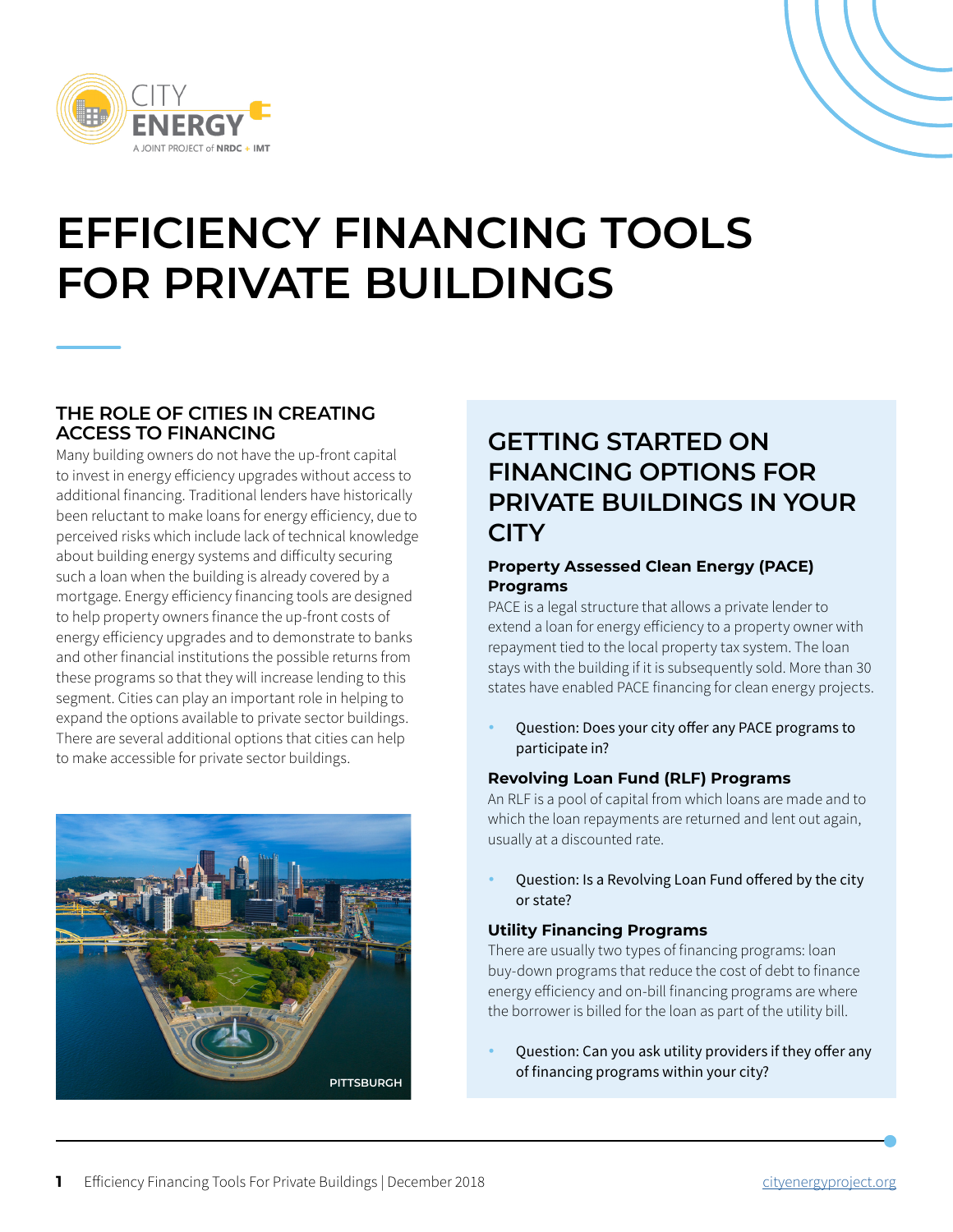# EFFICIENCY FINANCING TOOLS FOR PRIVATE BUILDINGS

## THE ROLE OF CITIES IN CREATING ACCESS TO FINANCING

Many building owners do not have the up-front capital to invest in energy efficiency upgrades without access to additional financing. Traditional lenders have historically been reluctant to make loans for energy efficiency, due to perceived risks which include lack of technical knowledge about building energy systems and difficulty securing such a loan when the building is already covered by a mortgage. Energy efficiency financing tools are designed to help property owners finance the up-front costs of energy efficiency upgrades and to demonstrate to banks and other financial institutions the possible returns from these programs so that they will increase lending to this segment. Cities can play an important role in helping to expand the options available to private sector buildings. There are several additional options that cities can help to make accessible for private sector buildings.

PITTSBURGH

## GETTING STARTED ON FINANCING OPTIONS FOR PRIVATE BUILDINGS IN YOUR CITY

### Property Assessed Clean Energy (PACE) Programs

PACE is a legal structure that allows a private lender to extend a loan for energy efficiency to a property owner with repayment tied to the local property tax system. The loan stays with the building if it is subsequently sold. More than 30 states have enabled PACE financing for clean energy projects.

- Question: Does your city offer any PACE programs to participate in?

### Revolving Loan Fund (RLF) Programs

An RLF is a pool of capital from which loans are made and to which the loan repayments are returned and lent out again, usually at a discounted rate.

- Question: Is a Revolving Loan Fund offered by the city or state?

### Utility Financing Programs

There are usually two types of financing programs: loan buy-down programs that reduce the cost of debt to finance energy efficiency and on-bill financing programs are where the borrower is billed for the loan as part of the utility bill.

- Question: Can you ask utility providers if they offer any of financing programs within your city?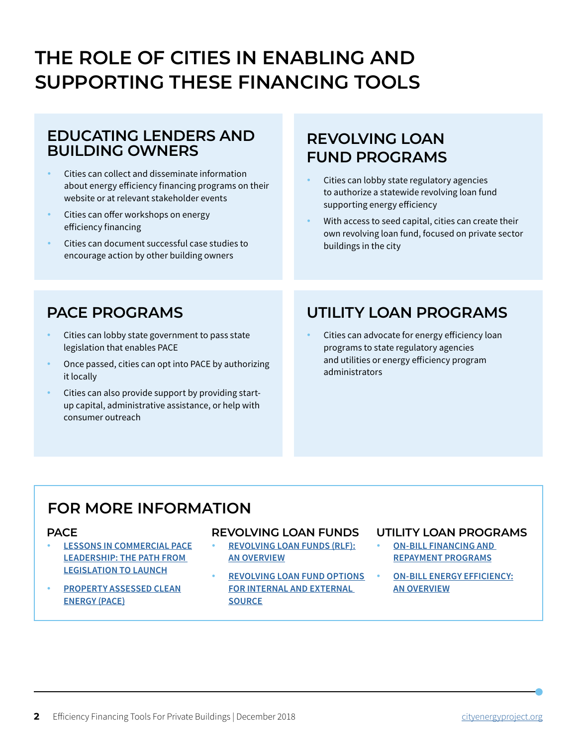# THE ROLE OF CITIES IN ENABLING AND SUPPORTING THESE FINANCING TOOLS

## EDUCATING LENDERS AND BUILDING OWNERS

- Cities can collect and disseminate information about energy efficiency financing programs on their website or at relevant stakeholder events
- Cities can offer workshops on energy efficiency financing
- Cities can document successful case studies to encourage action by other building owners

## REVOLVING LOAN FUND PROGRAMS

- Cities can lobby state regulatory agencies to authorize a statewide revolving loan fund supporting energy efficiency
- With access to seed capital, cities can create their own revolving loan fund, focused on private sector buildings in the city

## PACE PROGRAMS

- Cities can lobby state government to pass state legislation that enables PACE
- Once passed, cities can opt into PACE by authorizing it locally
- Cities can also provide support by providing start-up capital, administrative assistance, or help with consumer outreach

## UTILITY LOAN PROGRAMS

- Cities can advocate for energy efficiency loan programs to state regulatory agencies and utilities or energy efficiency program administrators

## FOR MORE INFORMATION

### PACE

- LESSONS IN COMMERCIAL PACE LEADERSHIP: THE PATH FROM LEGISLATION TO LAUNCH
- PROPERTY ASSESSED CLEAN ENERGY (PACE)

### REVOLVING LOAN FUNDS

- REVOLVING LOAN FUNDS (RLF): AN OVERVIEW
- REVOLVING LOAN FUND OPTIONS FOR INTERNAL AND EXTERNAL SOURCE

### UTILITY LOAN PROGRAMS

- ON-BILL FINANCING AND REPAYMENT PROGRAMS
- ON-BILL ENERGY EFFICIENCY: AN OVERVIEW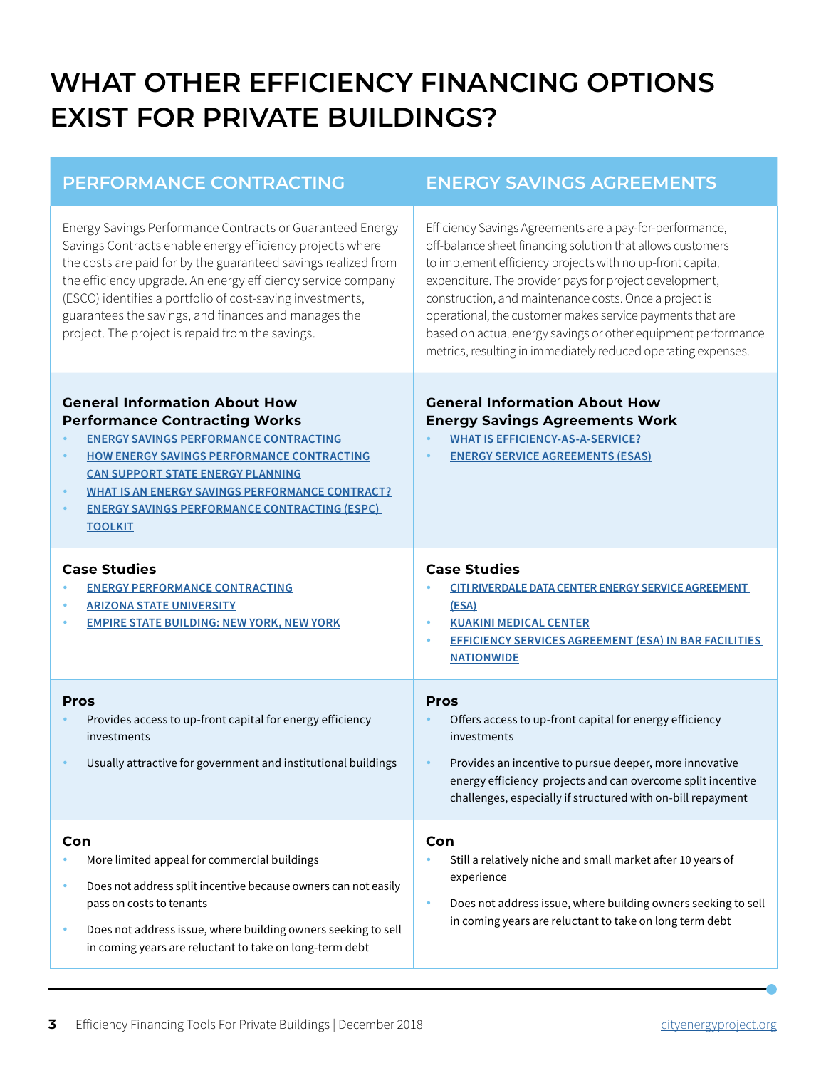# WHAT OTHER EFFICIENCY FINANCING OPTIONS EXIST FOR PRIVATE BUILDINGS?

| PERFORMANCE CONTRACTING | ENERGY SAVINGS AGREEMENTS |
|---|---|
| Energy Savings Performance Contracts or Guaranteed Energy Savings Contracts enable energy efficiency projects where the costs are paid for by the guaranteed savings realized from the efficiency upgrade. An energy efficiency service company (ESCO) identifies a portfolio of cost-saving investments, guarantees the savings, and finances and manages the project. The project is repaid from the savings. | Efficiency Savings Agreements are a pay-for-performance, off-balance sheet financing solution that allows customers to implement efficiency projects with no up-front capital expenditure. The provider pays for project development, construction, and maintenance costs. Once a project is operational, the customer makes service payments that are based on actual energy savings or other equipment performance metrics, resulting in immediately reduced operating expenses. |
| **General Information About How Performance Contracting Works**<br>• ENERGY SAVINGS PERFORMANCE CONTRACTING<br>• HOW ENERGY SAVINGS PERFORMANCE CONTRACTING CAN SUPPORT STATE ENERGY PLANNING<br>• WHAT IS AN ENERGY SAVINGS PERFORMANCE CONTRACT?<br>• ENERGY SAVINGS PERFORMANCE CONTRACTING (ESPC) TOOLKIT | **General Information About How Energy Savings Agreements Work**<br>• WHAT IS EFFICIENCY-AS-A-SERVICE?<br>• ENERGY SERVICE AGREEMENTS (ESAS) |
| **Case Studies**<br>• ENERGY PERFORMANCE CONTRACTING<br>• ARIZONA STATE UNIVERSITY<br>• EMPIRE STATE BUILDING: NEW YORK, NEW YORK | **Case Studies**<br>• CITI RIVERDALE DATA CENTER ENERGY SERVICE AGREEMENT (ESA)<br>• KUAKINI MEDICAL CENTER<br>• EFFICIENCY SERVICES AGREEMENT (ESA) IN BAR FACILITIES NATIONWIDE |
| **Pros**<br>• Provides access to up-front capital for energy efficiency investments<br>• Usually attractive for government and institutional buildings | **Pros**<br>• Offers access to up-front capital for energy efficiency investments<br>• Provides an incentive to pursue deeper, more innovative energy efficiency projects and can overcome split incentive challenges, especially if structured with on-bill repayment |
| **Con**<br>• More limited appeal for commercial buildings<br>• Does not address split incentive because owners can not easily pass on costs to tenants<br>• Does not address issue, where building owners seeking to sell in coming years are reluctant to take on long-term debt | **Con**<br>• Still a relatively niche and small market after 10 years of experience<br>• Does not address issue, where building owners seeking to sell in coming years are reluctant to take on long term debt |